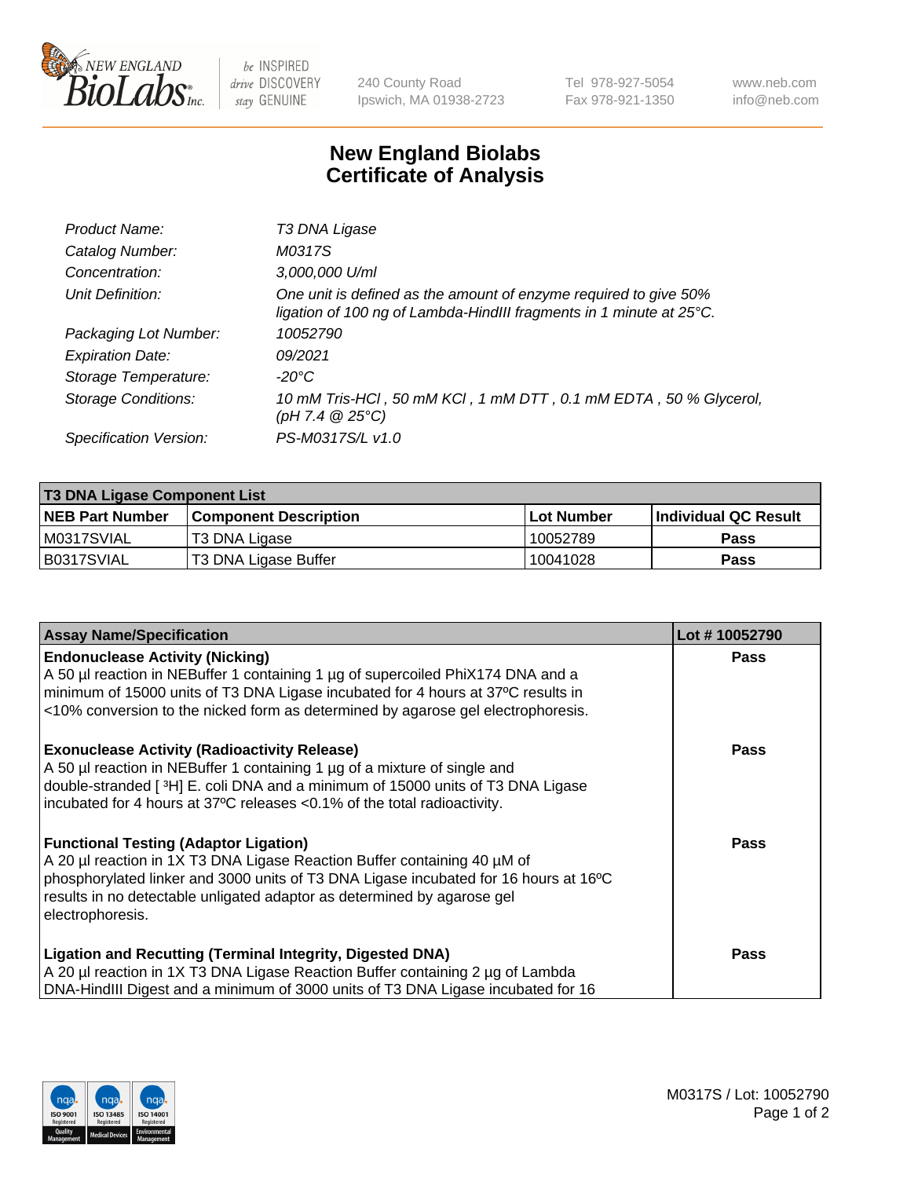# New England Biolabs Certificate of Analysis

| | |
|---|---|
| *Product Name:* | *T3 DNA Ligase* |
| *Catalog Number:* | *M0317S* |
| *Concentration:* | *3,000,000 U/ml* |
| *Unit Definition:* | *One unit is defined as the amount of enzyme required to give 50% ligation of 100 ng of Lambda-HindIII fragments in 1 minute at 25°C.* |
| *Packaging Lot Number:* | *10052790* |
| *Expiration Date:* | *09/2021* |
| *Storage Temperature:* | *-20°C* |
| *Storage Conditions:* | *10 mM Tris-HCl , 50 mM KCl , 1 mM DTT , 0.1 mM EDTA , 50 % Glycerol, (pH 7.4 @ 25°C)* |
| *Specification Version:* | *PS-M0317S/L v1.0* |

| T3 DNA Ligase Component List | | | |
|---|---|---|---|
| **NEB Part Number** | **Component Description** | **Lot Number** | **Individual QC Result** |
| M0317SVIAL | T3 DNA Ligase | 10052789 | **Pass** |
| B0317SVIAL | T3 DNA Ligase Buffer | 10041028 | **Pass** |

| Assay Name/Specification | Lot # 10052790 |
|---|---|
| **Endonuclease Activity (Nicking)** A 50 µl reaction in NEBuffer 1 containing 1 µg of supercoiled PhiX174 DNA and a minimum of 15000 units of T3 DNA Ligase incubated for 4 hours at 37ºC results in <10% conversion to the nicked form as determined by agarose gel electrophoresis. | **Pass** |
| **Exonuclease Activity (Radioactivity Release)** A 50 µl reaction in NEBuffer 1 containing 1 µg of a mixture of single and double-stranded [ $^3$H] E. coli DNA and a minimum of 15000 units of T3 DNA Ligase incubated for 4 hours at 37ºC releases <0.1% of the total radioactivity. | **Pass** |
| **Functional Testing (Adaptor Ligation)** A 20 µl reaction in 1X T3 DNA Ligase Reaction Buffer containing 40 µM of phosphorylated linker and 3000 units of T3 DNA Ligase incubated for 16 hours at 16ºC results in no detectable unligated adaptor as determined by agarose gel electrophoresis. | **Pass** |
| **Ligation and Recutting (Terminal Integrity, Digested DNA)** A 20 µl reaction in 1X T3 DNA Ligase Reaction Buffer containing 2 µg of Lambda DNA-HindIII Digest and a minimum of 3000 units of T3 DNA Ligase incubated for 16 | **Pass** |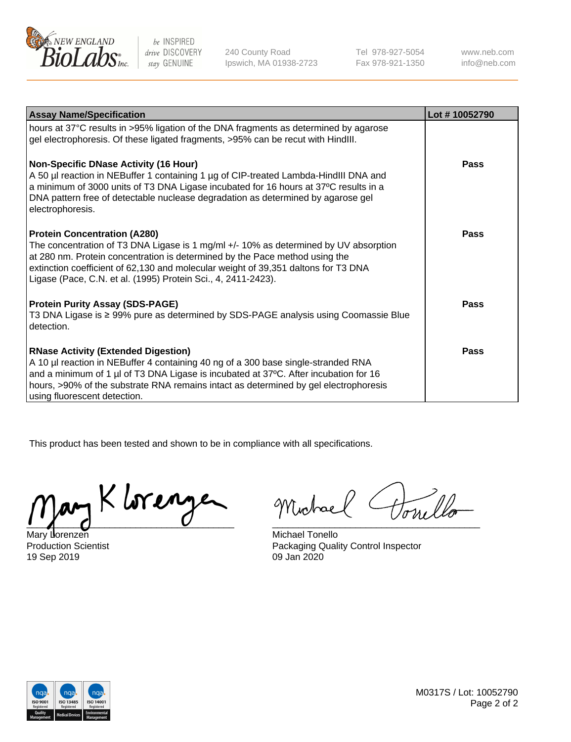| Assay Name/Specification | Lot # 10052790 |
| --- | --- |
| hours at 37°C results in >95% ligation of the DNA fragments as determined by agarose gel electrophoresis. Of these ligated fragments, >95% can be recut with HindIII. | |
| **Non-Specific DNase Activity (16 Hour)**<br>A 50 µl reaction in NEBuffer 1 containing 1 µg of CIP-treated Lambda-HindIII DNA and a minimum of 3000 units of T3 DNA Ligase incubated for 16 hours at 37ºC results in a DNA pattern free of detectable nuclease degradation as determined by agarose gel electrophoresis. | **Pass** |
| **Protein Concentration (A280)**<br>The concentration of T3 DNA Ligase is 1 mg/ml +/- 10% as determined by UV absorption at 280 nm. Protein concentration is determined by the Pace method using the extinction coefficient of 62,130 and molecular weight of 39,351 daltons for T3 DNA Ligase (Pace, C.N. et al. (1995) Protein Sci., 4, 2411-2423). | **Pass** |
| **Protein Purity Assay (SDS-PAGE)**<br>T3 DNA Ligase is ≥ 99% pure as determined by SDS-PAGE analysis using Coomassie Blue detection. | **Pass** |
| **RNase Activity (Extended Digestion)**<br>A 10 µl reaction in NEBuffer 4 containing 40 ng of a 300 base single-stranded RNA and a minimum of 1 µl of T3 DNA Ligase is incubated at 37ºC. After incubation for 16 hours, >90% of the substrate RNA remains intact as determined by gel electrophoresis using fluorescent detection. | **Pass** |

This product has been tested and shown to be in compliance with all specifications.

Mary Lorenzen
Production Scientist
19 Sep 2019

Michael Tonello
Packaging Quality Control Inspector
09 Jan 2020

M0317S / Lot: 10052790